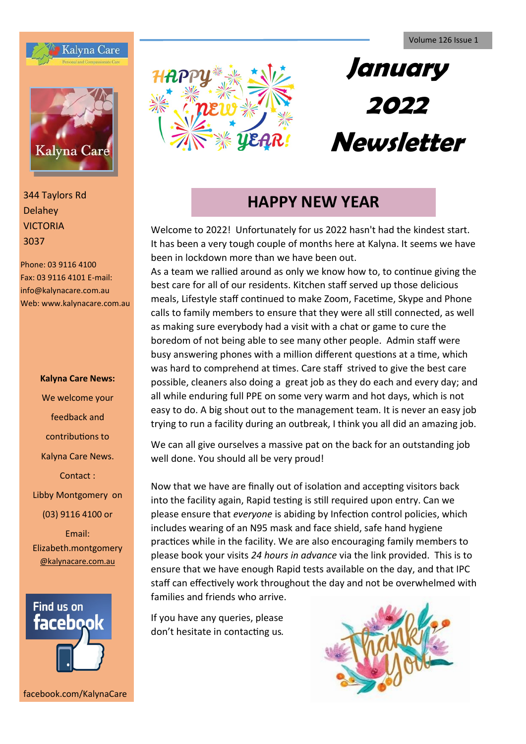# January 2022 Newsletter

Kalyna Care
Personal and Compassionate Care

344 Taylors Rd
Delahey
VICTORIA
3037

Phone: 03 9116 4100
Fax: 03 9116 4101 E-mail: info@kalynacare.com.au
Web: www.kalynacare.com.au

**Kalyna Care News:**

We welcome your feedback and contributions to Kalyna Care News.

Contact :
Libby Montgomery on (03) 9116 4100 or
Email: Elizabeth.montgomery@kalynacare.com.au

Find us on facebook

facebook.com/KalynaCare

## HAPPY NEW YEAR

Welcome to 2022! Unfortunately for us 2022 hasn't had the kindest start. It has been a very tough couple of months here at Kalyna. It seems we have been in lockdown more than we have been out.
As a team we rallied around as only we know how to, to continue giving the best care for all of our residents. Kitchen staff served up those delicious meals, Lifestyle staff continued to make Zoom, Facetime, Skype and Phone calls to family members to ensure that they were all still connected, as well as making sure everybody had a visit with a chat or game to cure the boredom of not being able to see many other people. Admin staff were busy answering phones with a million different questions at a time, which was hard to comprehend at times. Care staff strived to give the best care possible, cleaners also doing a great job as they do each and every day; and all while enduring full PPE on some very warm and hot days, which is not easy to do. A big shout out to the management team. It is never an easy job trying to run a facility during an outbreak, I think you all did an amazing job.

We can all give ourselves a massive pat on the back for an outstanding job well done. You should all be very proud!

Now that we have are finally out of isolation and accepting visitors back into the facility again, Rapid testing is still required upon entry. Can we please ensure that *everyone* is abiding by Infection control policies, which includes wearing of an N95 mask and face shield, safe hand hygiene practices while in the facility. We are also encouraging family members to please book your visits *24 hours in advance* via the link provided. This is to ensure that we have enough Rapid tests available on the day, and that IPC staff can effectively work throughout the day and not be overwhelmed with families and friends who arrive.

If you have any queries, please don't hesitate in contacting us.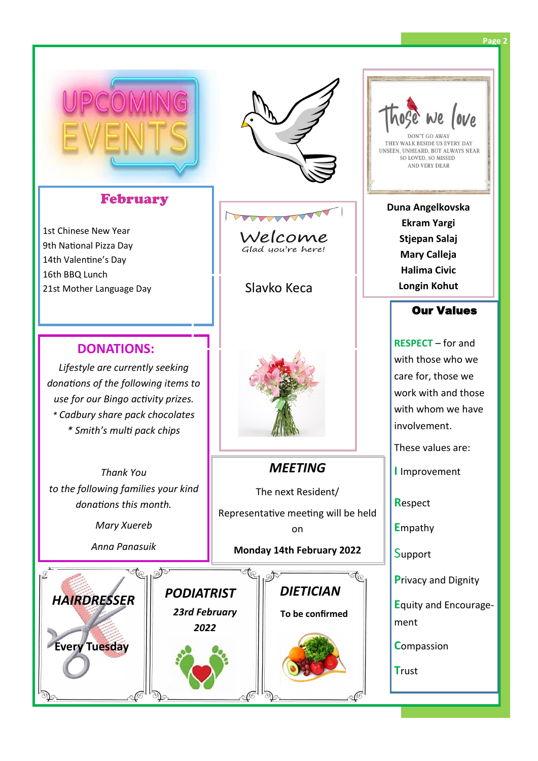UPCOMING EVENTS

## February

1st Chinese New Year
9th National Pizza Day
14th Valentine's Day
16th BBQ Lunch
21st Mother Language Day

## DONATIONS:

*Lifestyle are currently seeking donations of the following items to use for our Bingo activity prizes.*

*\* Cadbury share pack chocolates*
*\* Smith's multi pack chips*

*Thank You to the following families your kind donations this month.*

*Mary Xuereb*

*Anna Panasuik*

## Welcome

Glad you're here!

Slavko Keca

## Those we love

DON'T GO AWAY
THEY WALK BESIDE US EVERY DAY
UNSEEN, UNHEARD, BUT ALWAYS NEAR
SO LOVED, SO MISSED
AND VERY DEAR

**Duna Angelkovska**
**Ekram Yargi**
**Stjepan Salaj**
**Mary Calleja**
**Halima Civic**
**Longin Kohut**

## *MEETING*

The next Resident/ Representative meeting will be held on

**Monday 14th February 2022**

## Our Values

**RESPECT** – for and with those who we care for, those we work with and those with whom we have involvement.

These values are:

**I** Improvement

**R**espect

**E**mpathy

**S**upport

**P**rivacy and Dignity

**E**quity and Encouragement

**C**ompassion

**T**rust

## *HAIRDRESSER*

**Every Tuesday**

## *PODIATRIST*

***23rd February 2022***

## *DIETICIAN*

**To be confirmed**